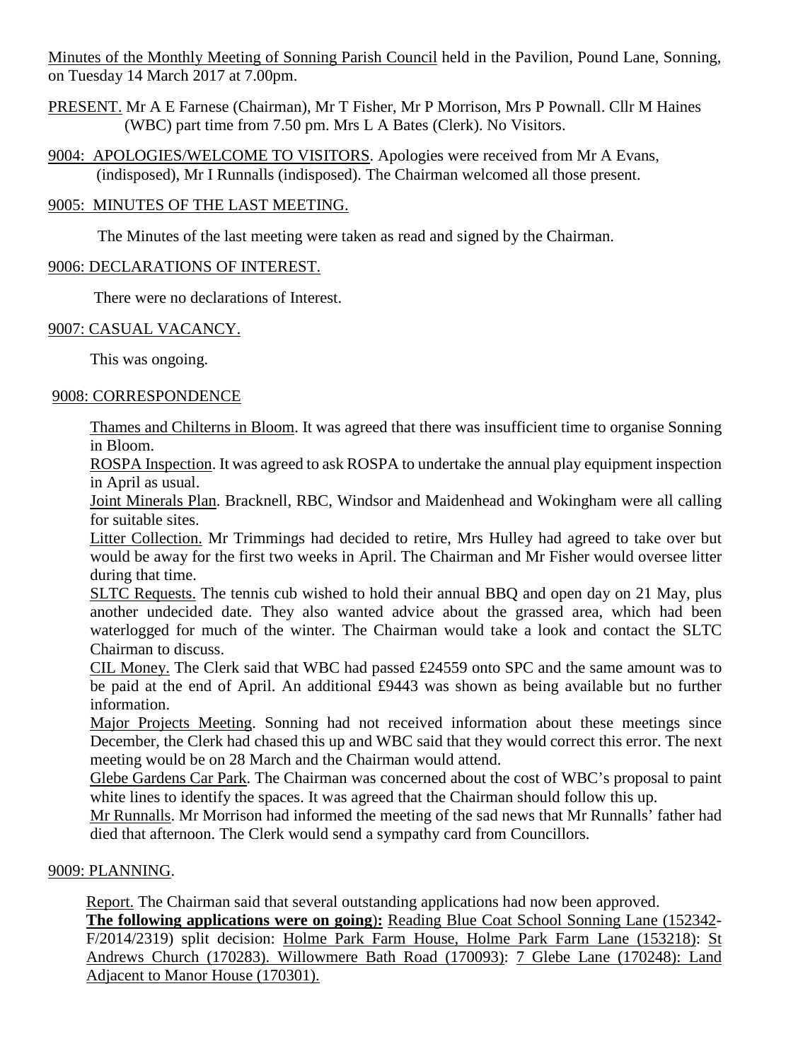Minutes of the Monthly Meeting of Sonning Parish Council held in the Pavilion, Pound Lane, Sonning, on Tuesday 14 March 2017 at 7.00pm.

PRESENT. Mr A E Farnese (Chairman), Mr T Fisher, Mr P Morrison, Mrs P Pownall. Cllr M Haines (WBC) part time from 7.50 pm. Mrs L A Bates (Clerk). No Visitors.

9004: APOLOGIES/WELCOME TO VISITORS. Apologies were received from Mr A Evans, (indisposed), Mr I Runnalls (indisposed). The Chairman welcomed all those present.

9005: MINUTES OF THE LAST MEETING.

The Minutes of the last meeting were taken as read and signed by the Chairman.

9006: DECLARATIONS OF INTEREST.

There were no declarations of Interest.

9007: CASUAL VACANCY.

This was ongoing.

9008: CORRESPONDENCE

Thames and Chilterns in Bloom. It was agreed that there was insufficient time to organise Sonning in Bloom.

ROSPA Inspection. It was agreed to ask ROSPA to undertake the annual play equipment inspection in April as usual.

Joint Minerals Plan. Bracknell, RBC, Windsor and Maidenhead and Wokingham were all calling for suitable sites.

Litter Collection. Mr Trimmings had decided to retire, Mrs Hulley had agreed to take over but would be away for the first two weeks in April. The Chairman and Mr Fisher would oversee litter during that time.

SLTC Requests. The tennis cub wished to hold their annual BBQ and open day on 21 May, plus another undecided date. They also wanted advice about the grassed area, which had been waterlogged for much of the winter. The Chairman would take a look and contact the SLTC Chairman to discuss.

CIL Money. The Clerk said that WBC had passed £24559 onto SPC and the same amount was to be paid at the end of April. An additional £9443 was shown as being available but no further information.

Major Projects Meeting. Sonning had not received information about these meetings since December, the Clerk had chased this up and WBC said that they would correct this error. The next meeting would be on 28 March and the Chairman would attend.

Glebe Gardens Car Park. The Chairman was concerned about the cost of WBC's proposal to paint white lines to identify the spaces. It was agreed that the Chairman should follow this up.

Mr Runnalls. Mr Morrison had informed the meeting of the sad news that Mr Runnalls' father had died that afternoon. The Clerk would send a sympathy card from Councillors.

9009: PLANNING.

Report. The Chairman said that several outstanding applications had now been approved.

**The following applications were on going):** Reading Blue Coat School Sonning Lane (152342-F/2014/2319) split decision: Holme Park Farm House, Holme Park Farm Lane (153218): St Andrews Church (170283). Willowmere Bath Road (170093): 7 Glebe Lane (170248): Land Adjacent to Manor House (170301).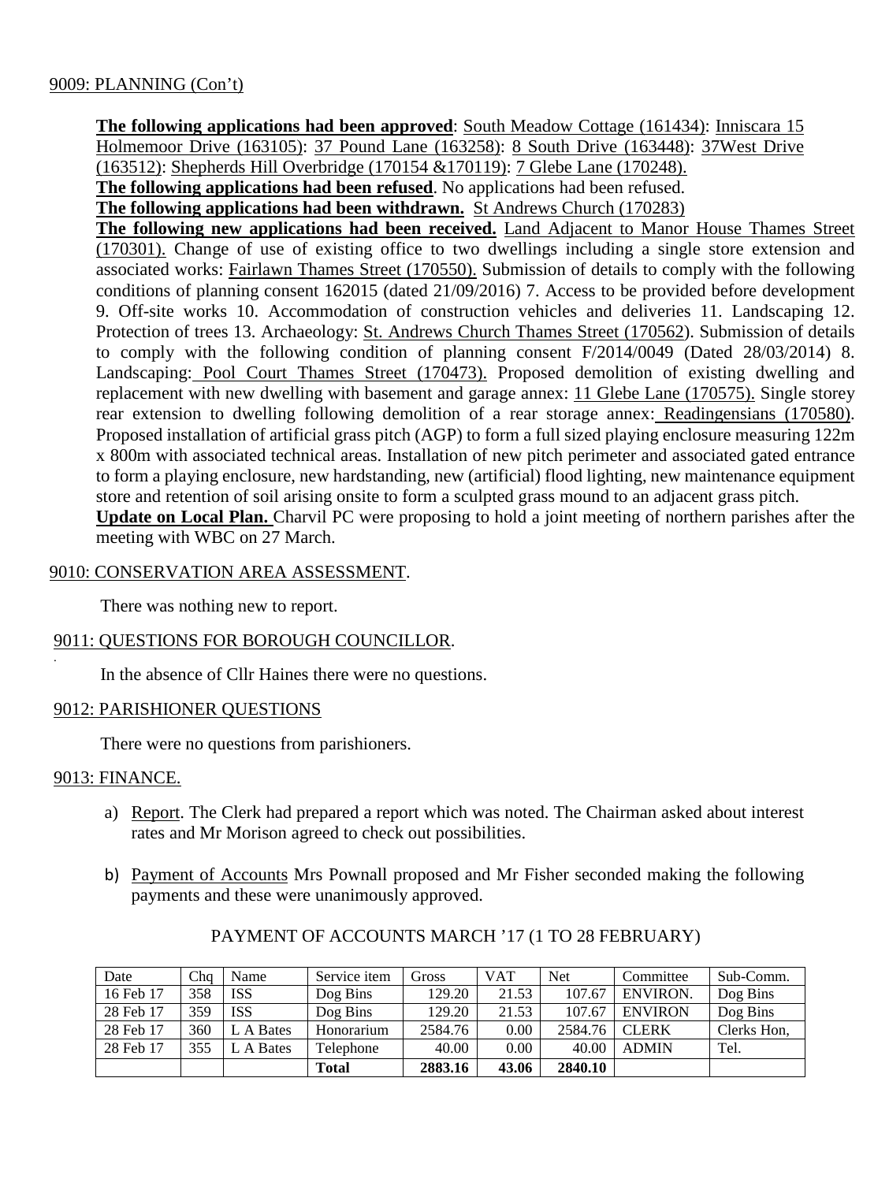9009: PLANNING (Con't)

**The following applications had been approved**: South Meadow Cottage (161434): Inniscara 15 Holmemoor Drive (163105): 37 Pound Lane (163258): 8 South Drive (163448): 37West Drive (163512): Shepherds Hill Overbridge (170154 &170119): 7 Glebe Lane (170248).

**The following applications had been refused**. No applications had been refused.

**The following applications had been withdrawn.** St Andrews Church (170283)

**The following new applications had been received.** Land Adjacent to Manor House Thames Street (170301). Change of use of existing office to two dwellings including a single store extension and associated works: Fairlawn Thames Street (170550). Submission of details to comply with the following conditions of planning consent 162015 (dated 21/09/2016) 7. Access to be provided before development 9. Off-site works 10. Accommodation of construction vehicles and deliveries 11. Landscaping 12. Protection of trees 13. Archaeology: St. Andrews Church Thames Street (170562). Submission of details to comply with the following condition of planning consent F/2014/0049 (Dated 28/03/2014) 8. Landscaping: Pool Court Thames Street (170473). Proposed demolition of existing dwelling and replacement with new dwelling with basement and garage annex: 11 Glebe Lane (170575). Single storey rear extension to dwelling following demolition of a rear storage annex: Readingensians (170580). Proposed installation of artificial grass pitch (AGP) to form a full sized playing enclosure measuring 122m x 800m with associated technical areas. Installation of new pitch perimeter and associated gated entrance to form a playing enclosure, new hardstanding, new (artificial) flood lighting, new maintenance equipment store and retention of soil arising onsite to form a sculpted grass mound to an adjacent grass pitch.

**Update on Local Plan.** Charvil PC were proposing to hold a joint meeting of northern parishes after the meeting with WBC on 27 March.

9010: CONSERVATION AREA ASSESSMENT.

There was nothing new to report.

9011: QUESTIONS FOR BOROUGH COUNCILLOR.

In the absence of Cllr Haines there were no questions.

9012: PARISHIONER QUESTIONS

There were no questions from parishioners.

9013: FINANCE.

a) Report. The Clerk had prepared a report which was noted. The Chairman asked about interest rates and Mr Morison agreed to check out possibilities.

b) Payment of Accounts Mrs Pownall proposed and Mr Fisher seconded making the following payments and these were unanimously approved.

PAYMENT OF ACCOUNTS MARCH '17 (1 TO 28 FEBRUARY)

| Date | Chq | Name | Service item | Gross | VAT | Net | Committee | Sub-Comm. |
|---|---|---|---|---|---|---|---|---|
| 16 Feb 17 | 358 | ISS | Dog Bins | 129.20 | 21.53 | 107.67 | ENVIRON. | Dog Bins |
| 28 Feb 17 | 359 | ISS | Dog Bins | 129.20 | 21.53 | 107.67 | ENVIRON | Dog Bins |
| 28 Feb 17 | 360 | L A Bates | Honorarium | 2584.76 | 0.00 | 2584.76 | CLERK | Clerks Hon, |
| 28 Feb 17 | 355 | L A Bates | Telephone | 40.00 | 0.00 | 40.00 | ADMIN | Tel. |
| | | | **Total** | **2883.16** | **43.06** | **2840.10** | | |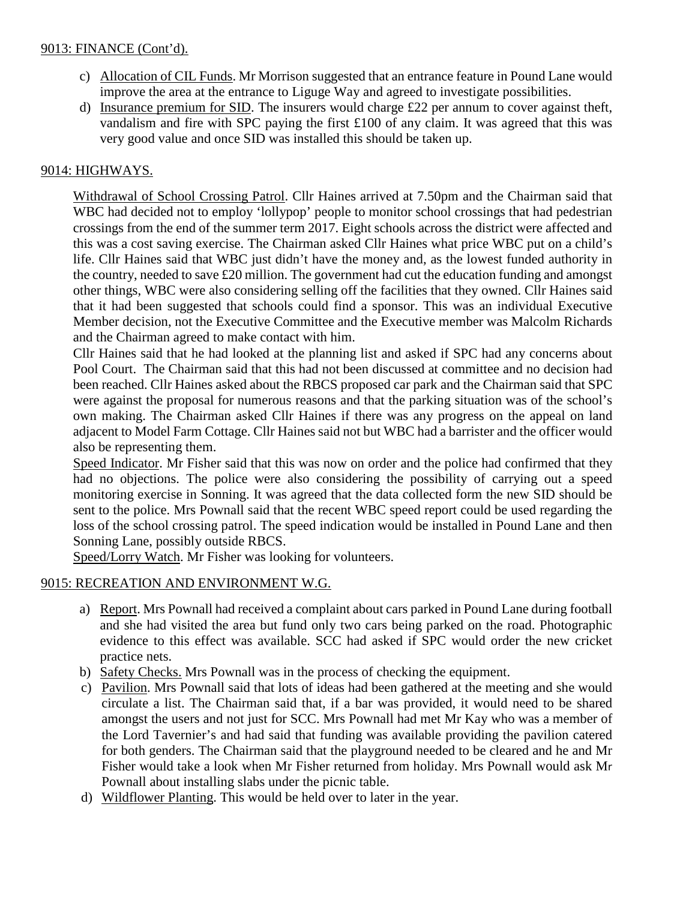9013: FINANCE (Cont'd).

c) Allocation of CIL Funds. Mr Morrison suggested that an entrance feature in Pound Lane would improve the area at the entrance to Liguge Way and agreed to investigate possibilities.
d) Insurance premium for SID. The insurers would charge £22 per annum to cover against theft, vandalism and fire with SPC paying the first £100 of any claim. It was agreed that this was very good value and once SID was installed this should be taken up.

9014: HIGHWAYS.

Withdrawal of School Crossing Patrol. Cllr Haines arrived at 7.50pm and the Chairman said that WBC had decided not to employ 'lollypop' people to monitor school crossings that had pedestrian crossings from the end of the summer term 2017. Eight schools across the district were affected and this was a cost saving exercise. The Chairman asked Cllr Haines what price WBC put on a child's life. Cllr Haines said that WBC just didn't have the money and, as the lowest funded authority in the country, needed to save £20 million. The government had cut the education funding and amongst other things, WBC were also considering selling off the facilities that they owned. Cllr Haines said that it had been suggested that schools could find a sponsor. This was an individual Executive Member decision, not the Executive Committee and the Executive member was Malcolm Richards and the Chairman agreed to make contact with him.

Cllr Haines said that he had looked at the planning list and asked if SPC had any concerns about Pool Court. The Chairman said that this had not been discussed at committee and no decision had been reached. Cllr Haines asked about the RBCS proposed car park and the Chairman said that SPC were against the proposal for numerous reasons and that the parking situation was of the school's own making. The Chairman asked Cllr Haines if there was any progress on the appeal on land adjacent to Model Farm Cottage. Cllr Haines said not but WBC had a barrister and the officer would also be representing them.

Speed Indicator. Mr Fisher said that this was now on order and the police had confirmed that they had no objections. The police were also considering the possibility of carrying out a speed monitoring exercise in Sonning. It was agreed that the data collected form the new SID should be sent to the police. Mrs Pownall said that the recent WBC speed report could be used regarding the loss of the school crossing patrol. The speed indication would be installed in Pound Lane and then Sonning Lane, possibly outside RBCS.

Speed/Lorry Watch. Mr Fisher was looking for volunteers.

9015: RECREATION AND ENVIRONMENT W.G.

a) Report. Mrs Pownall had received a complaint about cars parked in Pound Lane during football and she had visited the area but fund only two cars being parked on the road. Photographic evidence to this effect was available. SCC had asked if SPC would order the new cricket practice nets.
b) Safety Checks. Mrs Pownall was in the process of checking the equipment.
c) Pavilion. Mrs Pownall said that lots of ideas had been gathered at the meeting and she would circulate a list. The Chairman said that, if a bar was provided, it would need to be shared amongst the users and not just for SCC. Mrs Pownall had met Mr Kay who was a member of the Lord Tavernier's and had said that funding was available providing the pavilion catered for both genders. The Chairman said that the playground needed to be cleared and he and Mr Fisher would take a look when Mr Fisher returned from holiday. Mrs Pownall would ask Mr Pownall about installing slabs under the picnic table.
d) Wildflower Planting. This would be held over to later in the year.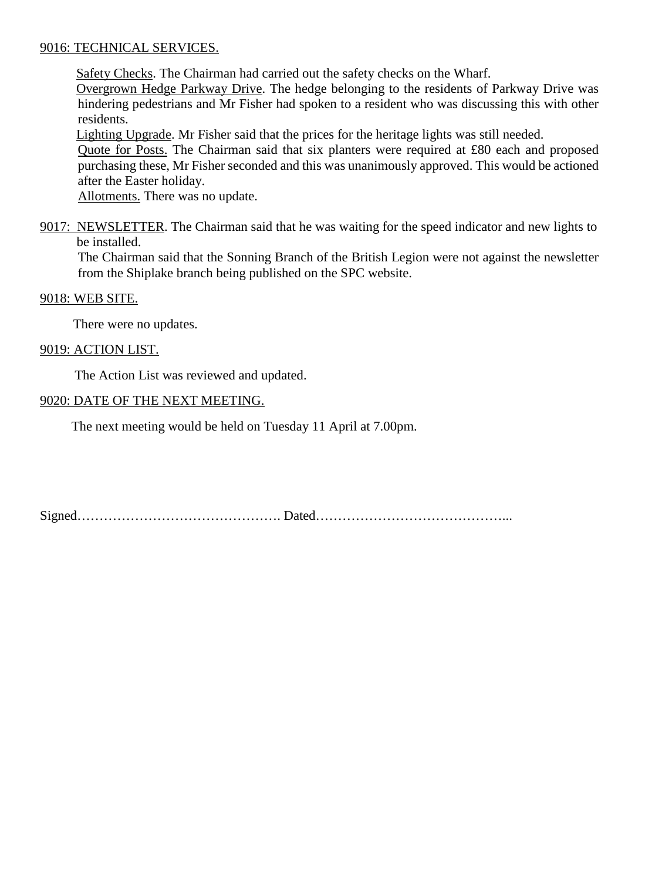9016: TECHNICAL SERVICES.

Safety Checks. The Chairman had carried out the safety checks on the Wharf.

Overgrown Hedge Parkway Drive. The hedge belonging to the residents of Parkway Drive was hindering pedestrians and Mr Fisher had spoken to a resident who was discussing this with other residents.

Lighting Upgrade. Mr Fisher said that the prices for the heritage lights was still needed.

Quote for Posts. The Chairman said that six planters were required at £80 each and proposed purchasing these, Mr Fisher seconded and this was unanimously approved. This would be actioned after the Easter holiday.

Allotments. There was no update.

9017: NEWSLETTER. The Chairman said that he was waiting for the speed indicator and new lights to be installed.

The Chairman said that the Sonning Branch of the British Legion were not against the newsletter from the Shiplake branch being published on the SPC website.

9018: WEB SITE.

There were no updates.

9019: ACTION LIST.

The Action List was reviewed and updated.

9020: DATE OF THE NEXT MEETING.

The next meeting would be held on Tuesday 11 April at 7.00pm.

Signed………………………………………. Dated……………………………………...